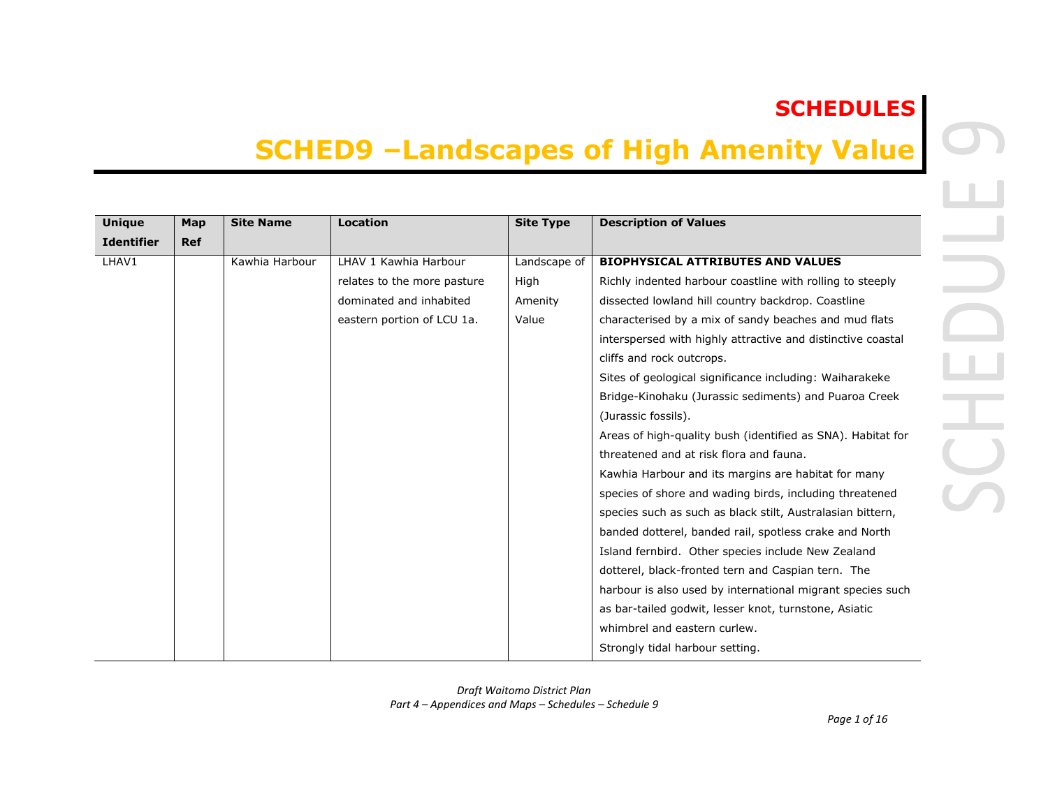# SCHEDULES

## SCHED9 –Landscapes of High Amenity Value

| Unique Identifier | Map Ref | Site Name | Location | Site Type | Description of Values |
|---|---|---|---|---|---|
| LHAV1 | | Kawhia Harbour | LHAV 1 Kawhia Harbour relates to the more pasture dominated and inhabited eastern portion of LCU 1a. | Landscape of High Amenity Value | **BIOPHYSICAL ATTRIBUTES AND VALUES**<br>Richly indented harbour coastline with rolling to steeply dissected lowland hill country backdrop. Coastline characterised by a mix of sandy beaches and mud flats interspersed with highly attractive and distinctive coastal cliffs and rock outcrops.<br>Sites of geological significance including: Waiharakeke Bridge-Kinohaku (Jurassic sediments) and Puaroa Creek (Jurassic fossils).<br>Areas of high-quality bush (identified as SNA). Habitat for threatened and at risk flora and fauna.<br>Kawhia Harbour and its margins are habitat for many species of shore and wading birds, including threatened species such as such as black stilt, Australasian bittern, banded dotterel, banded rail, spotless crake and North Island fernbird. Other species include New Zealand dotterel, black-fronted tern and Caspian tern. The harbour is also used by international migrant species such as bar-tailed godwit, lesser knot, turnstone, Asiatic whimbrel and eastern curlew.<br>Strongly tidal harbour setting. |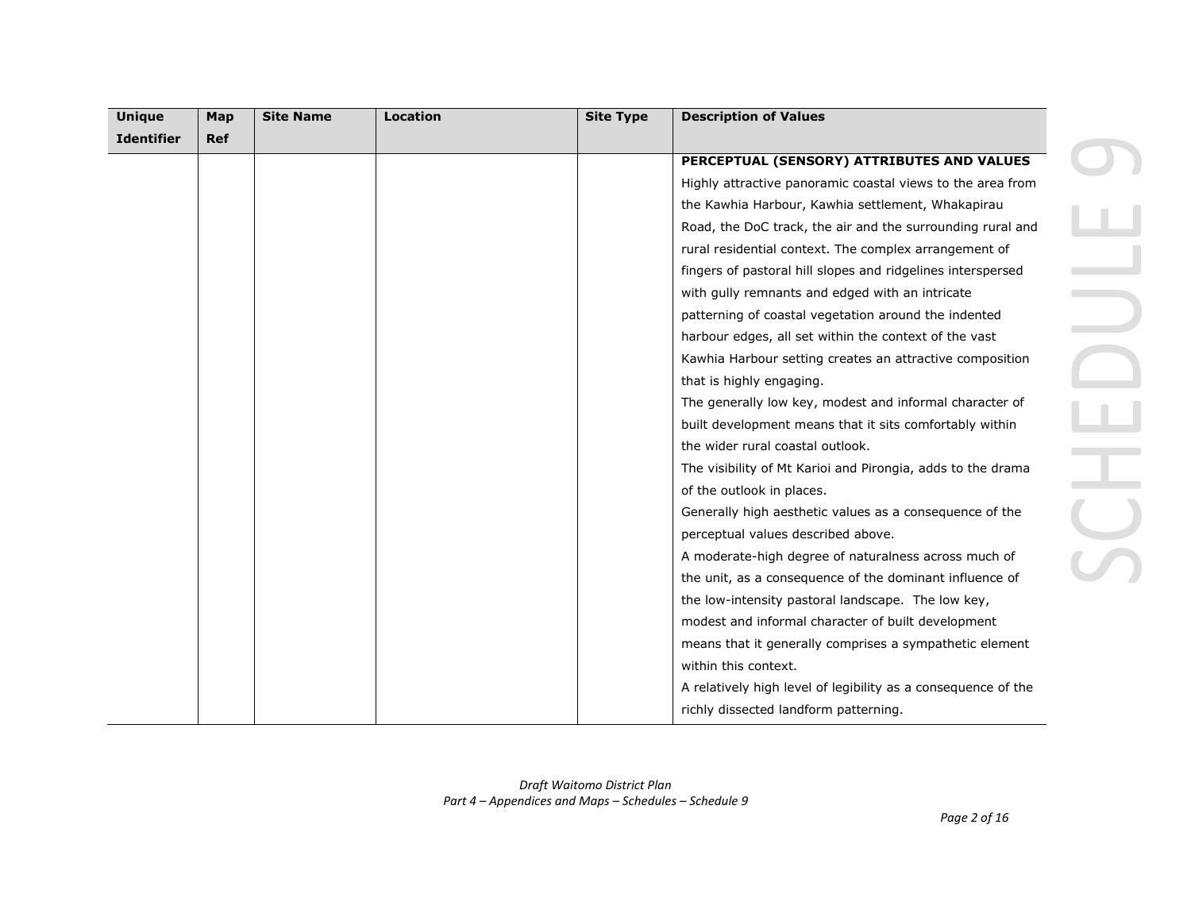| Unique Identifier | Map Ref | Site Name | Location | Site Type | Description of Values |
|---|---|---|---|---|---|
| | | | | | **PERCEPTUAL (SENSORY) ATTRIBUTES AND VALUES**<br>Highly attractive panoramic coastal views to the area from the Kawhia Harbour, Kawhia settlement, Whakapirau Road, the DoC track, the air and the surrounding rural and rural residential context. The complex arrangement of fingers of pastoral hill slopes and ridgelines interspersed with gully remnants and edged with an intricate patterning of coastal vegetation around the indented harbour edges, all set within the context of the vast Kawhia Harbour setting creates an attractive composition that is highly engaging.<br>The generally low key, modest and informal character of built development means that it sits comfortably within the wider rural coastal outlook.<br>The visibility of Mt Karioi and Pirongia, adds to the drama of the outlook in places.<br>Generally high aesthetic values as a consequence of the perceptual values described above.<br>A moderate-high degree of naturalness across much of the unit, as a consequence of the dominant influence of the low-intensity pastoral landscape. The low key, modest and informal character of built development means that it generally comprises a sympathetic element within this context.<br>A relatively high level of legibility as a consequence of the richly dissected landform patterning. |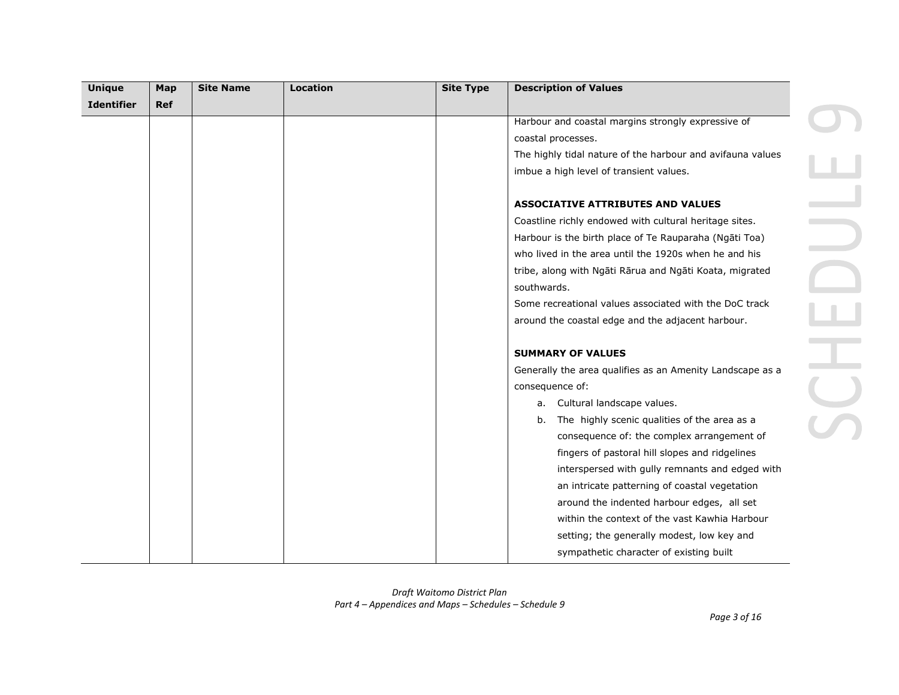| Unique Identifier | Map Ref | Site Name | Location | Site Type | Description of Values |
|---|---|---|---|---|---|
| | | | | | Harbour and coastal margins strongly expressive of coastal processes.<br>The highly tidal nature of the harbour and avifauna values imbue a high level of transient values.<br><br>**ASSOCIATIVE ATTRIBUTES AND VALUES**<br>Coastline richly endowed with cultural heritage sites.<br>Harbour is the birth place of Te Rauparaha (Ngāti Toa) who lived in the area until the 1920s when he and his tribe, along with Ngāti Rārua and Ngāti Koata, migrated southwards.<br>Some recreational values associated with the DoC track around the coastal edge and the adjacent harbour.<br><br>**SUMMARY OF VALUES**<br>Generally the area qualifies as an Amenity Landscape as a consequence of:<br>a. Cultural landscape values.<br>b. The highly scenic qualities of the area as a consequence of: the complex arrangement of fingers of pastoral hill slopes and ridgelines interspersed with gully remnants and edged with an intricate patterning of coastal vegetation around the indented harbour edges, all set within the context of the vast Kawhia Harbour setting; the generally modest, low key and sympathetic character of existing built |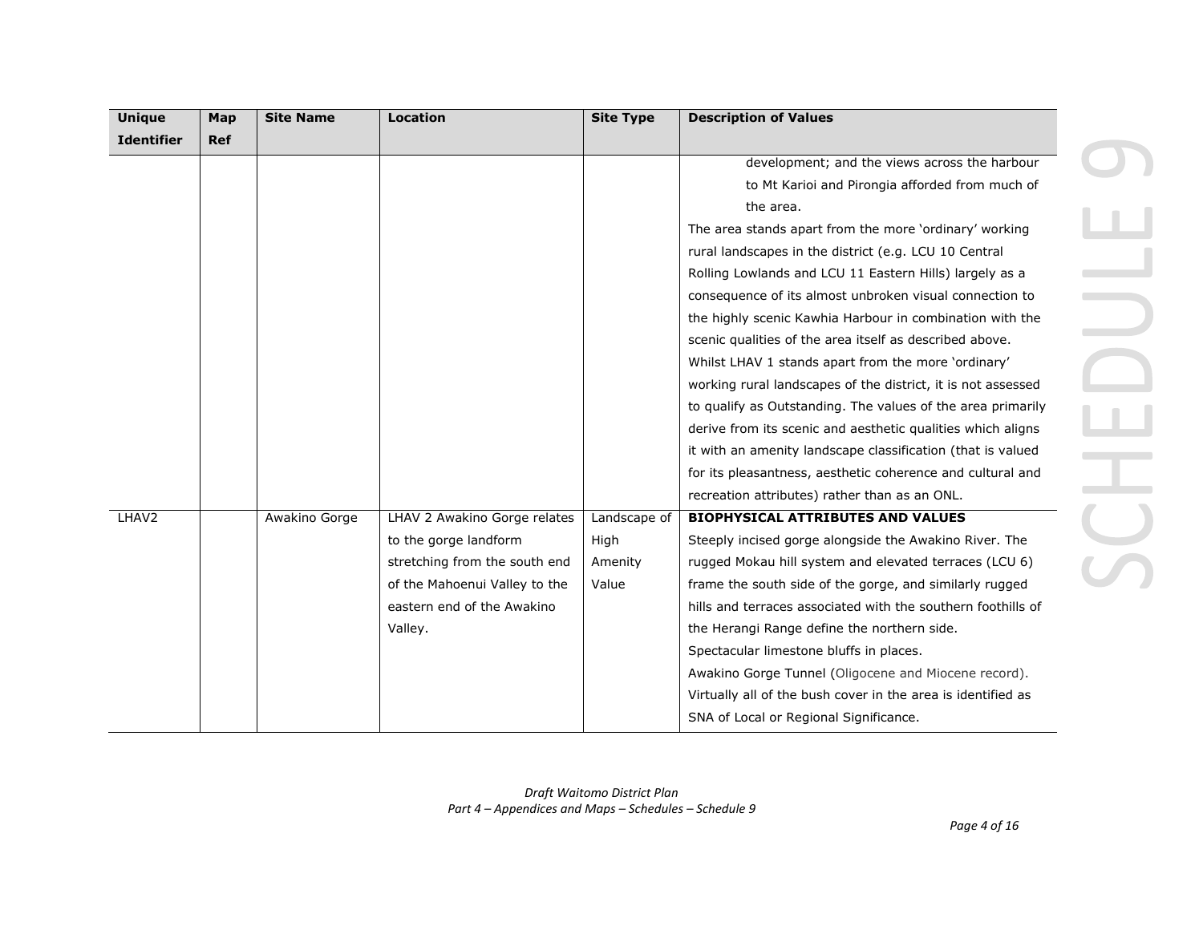| Unique Identifier | Map Ref | Site Name | Location | Site Type | Description of Values |
|---|---|---|---|---|---|
| | | | | | development; and the views across the harbour to Mt Karioi and Pirongia afforded from much of the area.<br>The area stands apart from the more 'ordinary' working rural landscapes in the district (e.g. LCU 10 Central Rolling Lowlands and LCU 11 Eastern Hills) largely as a consequence of its almost unbroken visual connection to the highly scenic Kawhia Harbour in combination with the scenic qualities of the area itself as described above.<br>Whilst LHAV 1 stands apart from the more 'ordinary' working rural landscapes of the district, it is not assessed to qualify as Outstanding. The values of the area primarily derive from its scenic and aesthetic qualities which aligns it with an amenity landscape classification (that is valued for its pleasantness, aesthetic coherence and cultural and recreation attributes) rather than as an ONL. |
| LHAV2 | | Awakino Gorge | LHAV 2 Awakino Gorge relates to the gorge landform stretching from the south end of the Mahoenui Valley to the eastern end of the Awakino Valley. | Landscape of High Amenity Value | **BIOPHYSICAL ATTRIBUTES AND VALUES**<br>Steeply incised gorge alongside the Awakino River. The rugged Mokau hill system and elevated terraces (LCU 6) frame the south side of the gorge, and similarly rugged hills and terraces associated with the southern foothills of the Herangi Range define the northern side.<br>Spectacular limestone bluffs in places.<br>Awakino Gorge Tunnel (Oligocene and Miocene record).<br>Virtually all of the bush cover in the area is identified as SNA of Local or Regional Significance. |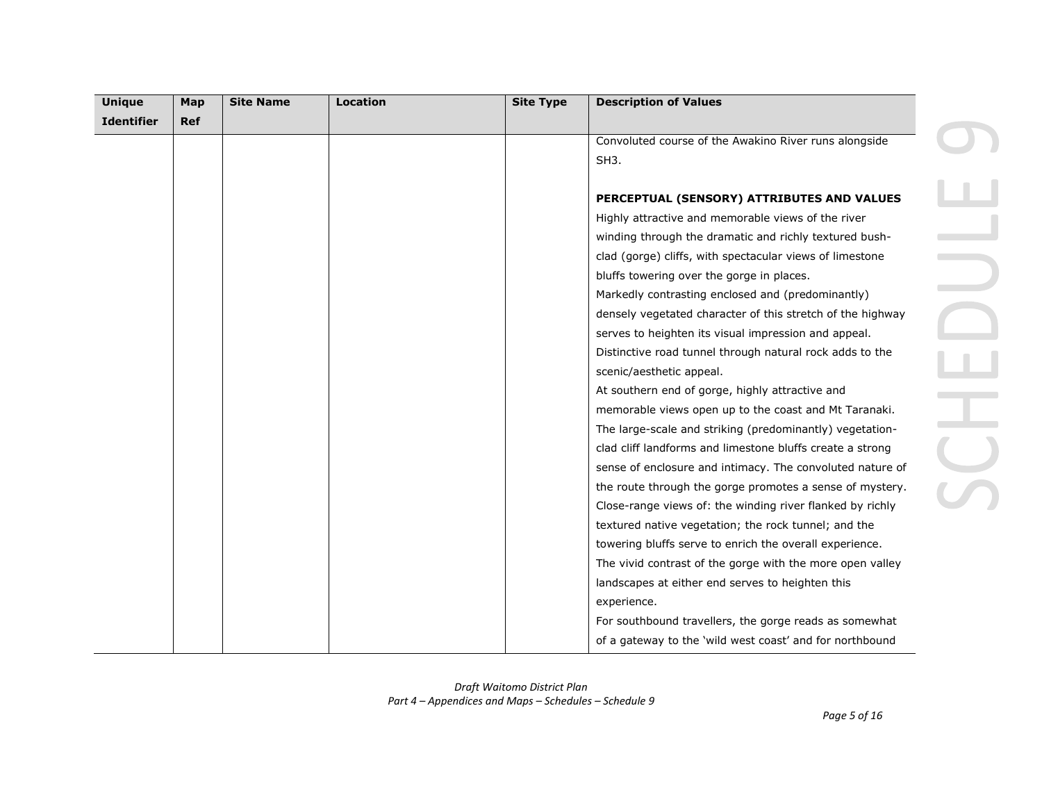| Unique Identifier | Map Ref | Site Name | Location | Site Type | Description of Values |
|---|---|---|---|---|---|
| | | | | | Convoluted course of the Awakino River runs alongside SH3.<br><br>**PERCEPTUAL (SENSORY) ATTRIBUTES AND VALUES**<br>Highly attractive and memorable views of the river winding through the dramatic and richly textured bush-clad (gorge) cliffs, with spectacular views of limestone bluffs towering over the gorge in places.<br>Markedly contrasting enclosed and (predominantly) densely vegetated character of this stretch of the highway serves to heighten its visual impression and appeal.<br>Distinctive road tunnel through natural rock adds to the scenic/aesthetic appeal.<br>At southern end of gorge, highly attractive and memorable views open up to the coast and Mt Taranaki.<br>The large-scale and striking (predominantly) vegetation-clad cliff landforms and limestone bluffs create a strong sense of enclosure and intimacy. The convoluted nature of the route through the gorge promotes a sense of mystery.<br>Close-range views of: the winding river flanked by richly textured native vegetation; the rock tunnel; and the towering bluffs serve to enrich the overall experience.<br>The vivid contrast of the gorge with the more open valley landscapes at either end serves to heighten this experience.<br>For southbound travellers, the gorge reads as somewhat of a gateway to the 'wild west coast' and for northbound |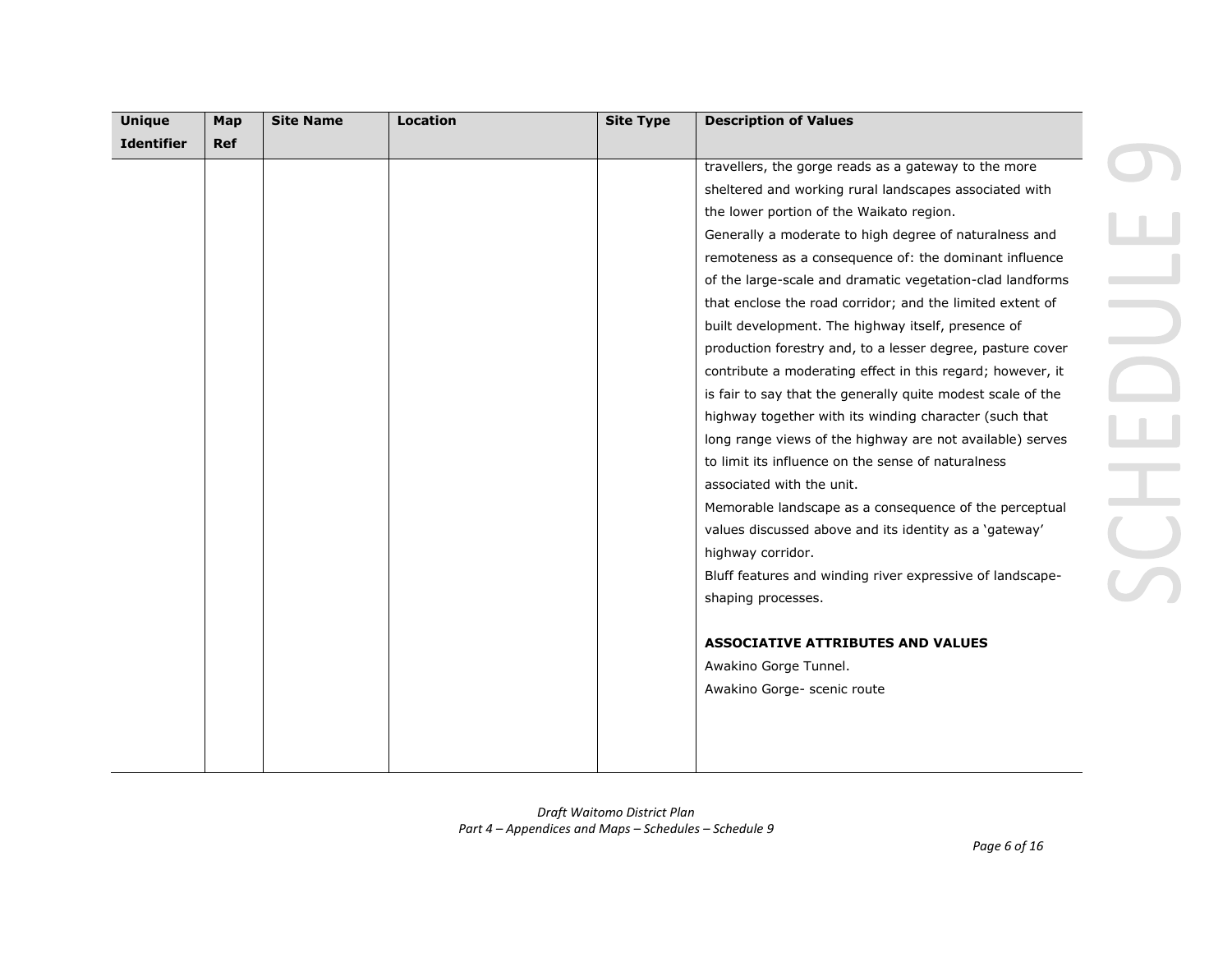| Unique Identifier | Map Ref | Site Name | Location | Site Type | Description of Values |
|---|---|---|---|---|---|
| | | | | | travellers, the gorge reads as a gateway to the more sheltered and working rural landscapes associated with the lower portion of the Waikato region.<br>Generally a moderate to high degree of naturalness and remoteness as a consequence of: the dominant influence of the large-scale and dramatic vegetation-clad landforms that enclose the road corridor; and the limited extent of built development. The highway itself, presence of production forestry and, to a lesser degree, pasture cover contribute a moderating effect in this regard; however, it is fair to say that the generally quite modest scale of the highway together with its winding character (such that long range views of the highway are not available) serves to limit its influence on the sense of naturalness associated with the unit.<br>Memorable landscape as a consequence of the perceptual values discussed above and its identity as a 'gateway' highway corridor.<br>Bluff features and winding river expressive of landscape-shaping processes.<br><br>**ASSOCIATIVE ATTRIBUTES AND VALUES**<br>Awakino Gorge Tunnel.<br>Awakino Gorge- scenic route |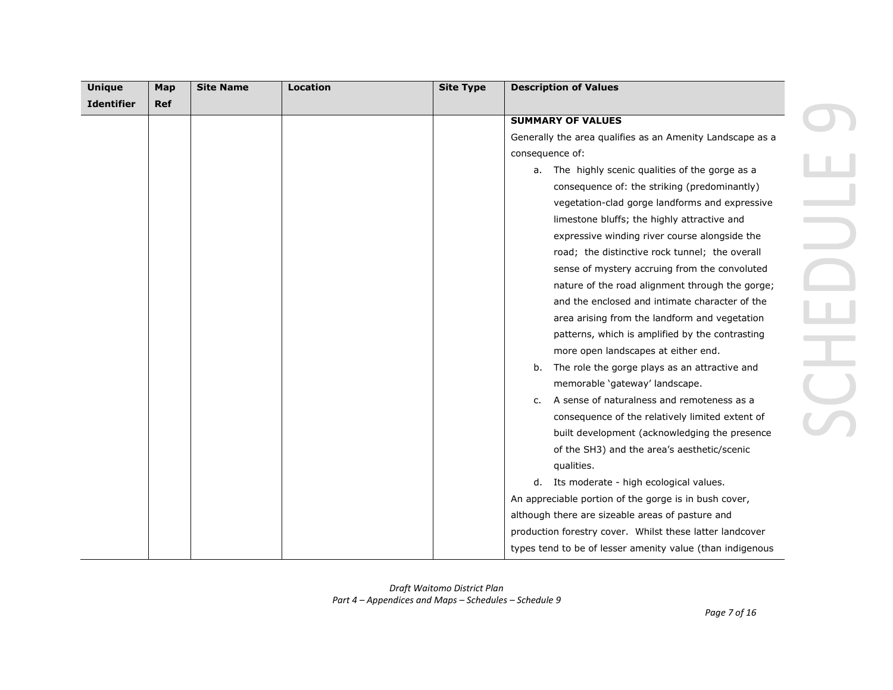| Unique Identifier | Map Ref | Site Name | Location | Site Type | Description of Values |
|---|---|---|---|---|---|
| | | | | | **SUMMARY OF VALUES**<br>Generally the area qualifies as an Amenity Landscape as a consequence of:<br>a. The highly scenic qualities of the gorge as a consequence of: the striking (predominantly) vegetation-clad gorge landforms and expressive limestone bluffs; the highly attractive and expressive winding river course alongside the road; the distinctive rock tunnel; the overall sense of mystery accruing from the convoluted nature of the road alignment through the gorge; and the enclosed and intimate character of the area arising from the landform and vegetation patterns, which is amplified by the contrasting more open landscapes at either end.<br>b. The role the gorge plays as an attractive and memorable 'gateway' landscape.<br>c. A sense of naturalness and remoteness as a consequence of the relatively limited extent of built development (acknowledging the presence of the SH3) and the area's aesthetic/scenic qualities.<br>d. Its moderate - high ecological values.<br>An appreciable portion of the gorge is in bush cover, although there are sizeable areas of pasture and production forestry cover. Whilst these latter landcover types tend to be of lesser amenity value (than indigenous |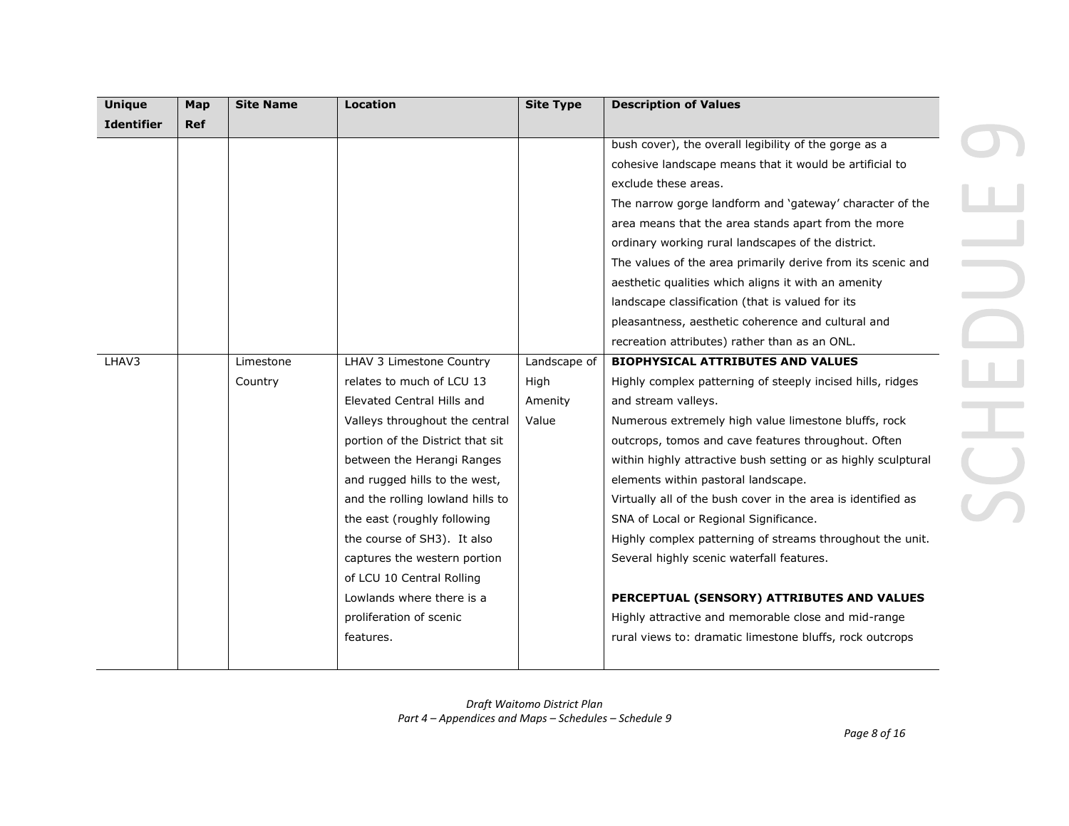| Unique Identifier | Map Ref | Site Name | Location | Site Type | Description of Values |
|---|---|---|---|---|---|
| | | | | | bush cover), the overall legibility of the gorge as a cohesive landscape means that it would be artificial to exclude these areas.<br>The narrow gorge landform and 'gateway' character of the area means that the area stands apart from the more ordinary working rural landscapes of the district.<br>The values of the area primarily derive from its scenic and aesthetic qualities which aligns it with an amenity landscape classification (that is valued for its pleasantness, aesthetic coherence and cultural and recreation attributes) rather than as an ONL. |
| LHAV3 | | Limestone Country | LHAV 3 Limestone Country relates to much of LCU 13 Elevated Central Hills and Valleys throughout the central portion of the District that sit between the Herangi Ranges and rugged hills to the west, and the rolling lowland hills to the east (roughly following the course of SH3). It also captures the western portion of LCU 10 Central Rolling Lowlands where there is a proliferation of scenic features. | Landscape of High Amenity Value | **BIOPHYSICAL ATTRIBUTES AND VALUES**<br>Highly complex patterning of steeply incised hills, ridges and stream valleys.<br>Numerous extremely high value limestone bluffs, rock outcrops, tomos and cave features throughout. Often within highly attractive bush setting or as highly sculptural elements within pastoral landscape.<br>Virtually all of the bush cover in the area is identified as SNA of Local or Regional Significance.<br>Highly complex patterning of streams throughout the unit.<br>Several highly scenic waterfall features.<br><br>**PERCEPTUAL (SENSORY) ATTRIBUTES AND VALUES**<br>Highly attractive and memorable close and mid-range rural views to: dramatic limestone bluffs, rock outcrops |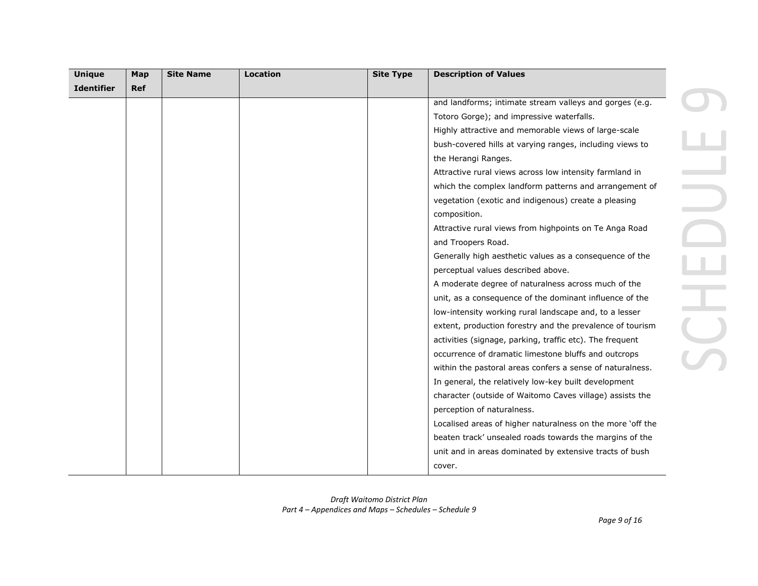| Unique Identifier | Map Ref | Site Name | Location | Site Type | Description of Values |
|---|---|---|---|---|---|
| | | | | | and landforms; intimate stream valleys and gorges (e.g. Totoro Gorge); and impressive waterfalls.<br>Highly attractive and memorable views of large-scale bush-covered hills at varying ranges, including views to the Herangi Ranges.<br>Attractive rural views across low intensity farmland in which the complex landform patterns and arrangement of vegetation (exotic and indigenous) create a pleasing composition.<br>Attractive rural views from highpoints on Te Anga Road and Troopers Road.<br>Generally high aesthetic values as a consequence of the perceptual values described above.<br>A moderate degree of naturalness across much of the unit, as a consequence of the dominant influence of the low-intensity working rural landscape and, to a lesser extent, production forestry and the prevalence of tourism activities (signage, parking, traffic etc). The frequent occurrence of dramatic limestone bluffs and outcrops within the pastoral areas confers a sense of naturalness. In general, the relatively low-key built development character (outside of Waitomo Caves village) assists the perception of naturalness.<br>Localised areas of higher naturalness on the more 'off the beaten track' unsealed roads towards the margins of the unit and in areas dominated by extensive tracts of bush cover. |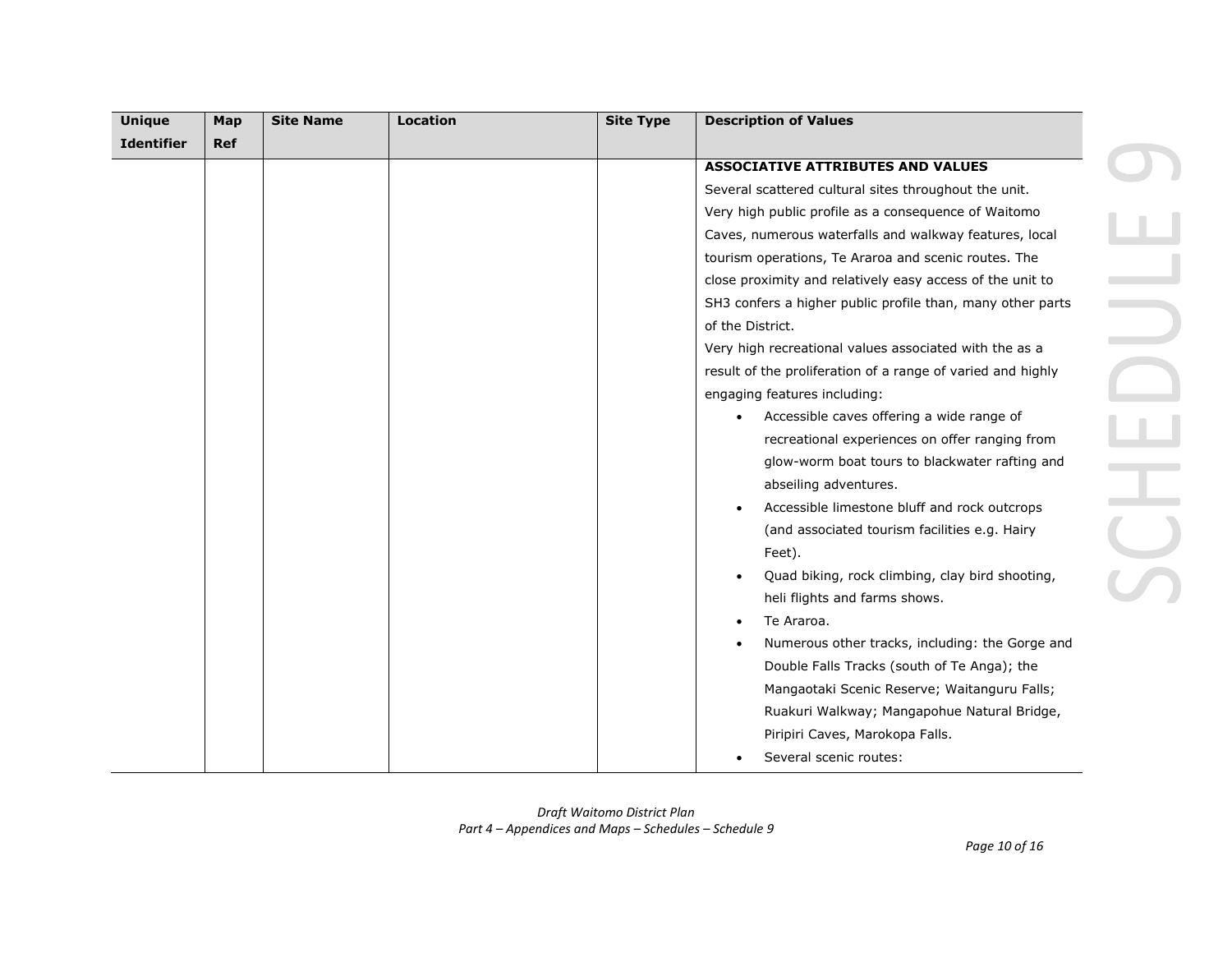| Unique Identifier | Map Ref | Site Name | Location | Site Type | Description of Values |
|---|---|---|---|---|---|
| | | | | | **ASSOCIATIVE ATTRIBUTES AND VALUES**<br>Several scattered cultural sites throughout the unit.<br>Very high public profile as a consequence of Waitomo Caves, numerous waterfalls and walkway features, local tourism operations, Te Araroa and scenic routes. The close proximity and relatively easy access of the unit to SH3 confers a higher public profile than, many other parts of the District.<br>Very high recreational values associated with the as a result of the proliferation of a range of varied and highly engaging features including:<br>• Accessible caves offering a wide range of recreational experiences on offer ranging from glow-worm boat tours to blackwater rafting and abseiling adventures.<br>• Accessible limestone bluff and rock outcrops (and associated tourism facilities e.g. Hairy Feet).<br>• Quad biking, rock climbing, clay bird shooting, heli flights and farms shows.<br>• Te Araroa.<br>• Numerous other tracks, including: the Gorge and Double Falls Tracks (south of Te Anga); the Mangaotaki Scenic Reserve; Waitanguru Falls; Ruakuri Walkway; Mangapohue Natural Bridge, Piripiri Caves, Marokopa Falls.<br>• Several scenic routes: |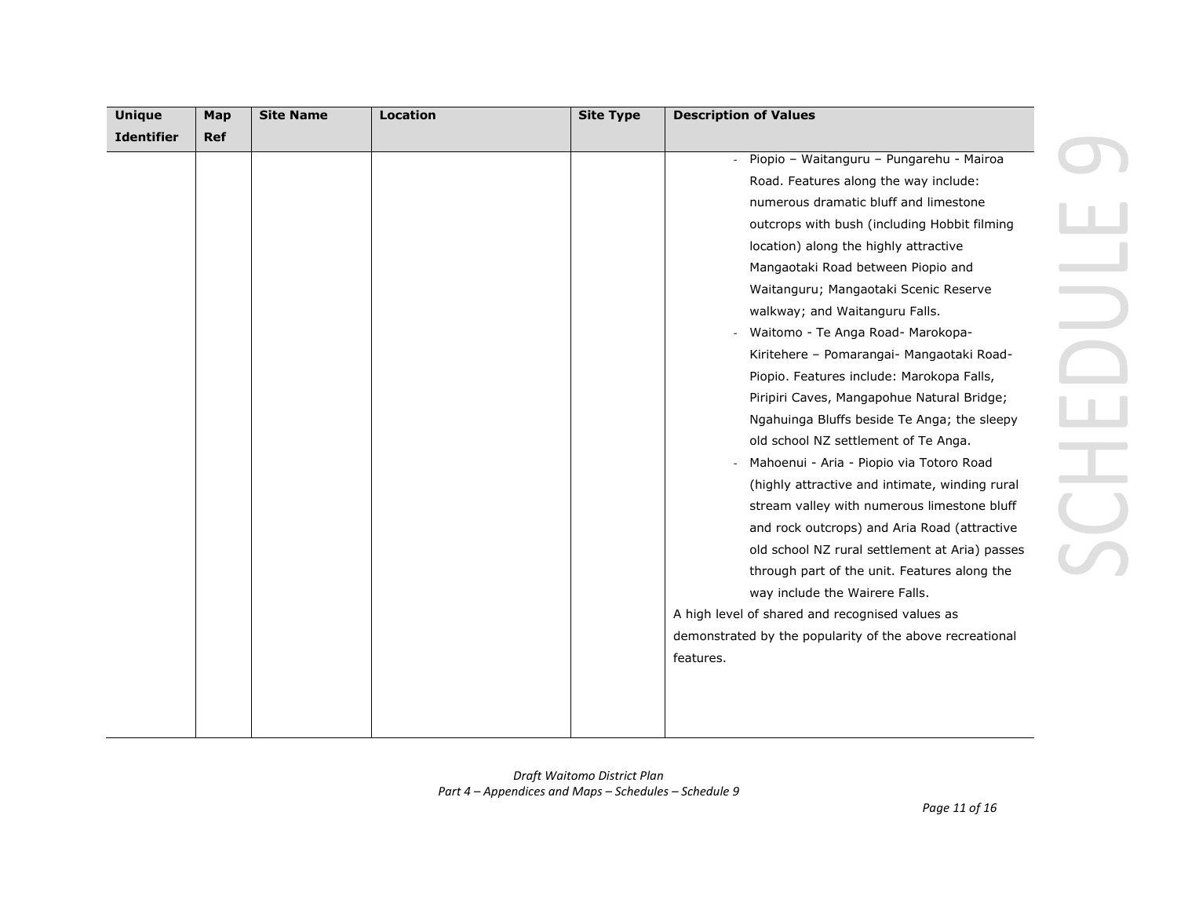| Unique Identifier | Map Ref | Site Name | Location | Site Type | Description of Values |
|---|---|---|---|---|---|
| | | | | | - Piopio – Waitanguru – Pungarehu - Mairoa Road. Features along the way include: numerous dramatic bluff and limestone outcrops with bush (including Hobbit filming location) along the highly attractive Mangaotaki Road between Piopio and Waitanguru; Mangaotaki Scenic Reserve walkway; and Waitanguru Falls.<br>- Waitomo - Te Anga Road- Marokopa-Kiritehere – Pomarangai- Mangaotaki Road-Piopio. Features include: Marokopa Falls, Piripiri Caves, Mangapohue Natural Bridge; Ngahuinga Bluffs beside Te Anga; the sleepy old school NZ settlement of Te Anga.<br>- Mahoenui - Aria - Piopio via Totoro Road (highly attractive and intimate, winding rural stream valley with numerous limestone bluff and rock outcrops) and Aria Road (attractive old school NZ rural settlement at Aria) passes through part of the unit. Features along the way include the Wairere Falls.<br>A high level of shared and recognised values as demonstrated by the popularity of the above recreational features. |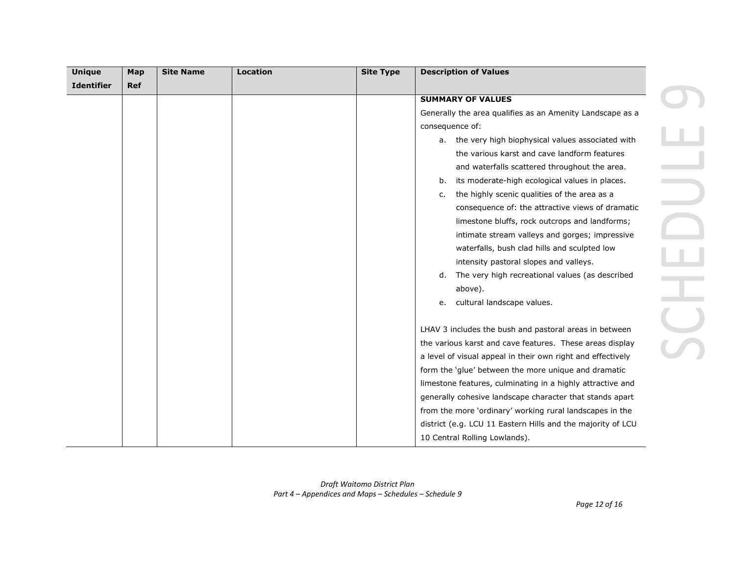| Unique Identifier | Map Ref | Site Name | Location | Site Type | Description of Values |
|---|---|---|---|---|---|
| | | | | | **SUMMARY OF VALUES**<br>Generally the area qualifies as an Amenity Landscape as a consequence of:<br>a. the very high biophysical values associated with the various karst and cave landform features and waterfalls scattered throughout the area.<br>b. its moderate-high ecological values in places.<br>c. the highly scenic qualities of the area as a consequence of: the attractive views of dramatic limestone bluffs, rock outcrops and landforms; intimate stream valleys and gorges; impressive waterfalls, bush clad hills and sculpted low intensity pastoral slopes and valleys.<br>d. The very high recreational values (as described above).<br>e. cultural landscape values.<br><br>LHAV 3 includes the bush and pastoral areas in between the various karst and cave features. These areas display a level of visual appeal in their own right and effectively form the 'glue' between the more unique and dramatic limestone features, culminating in a highly attractive and generally cohesive landscape character that stands apart from the more 'ordinary' working rural landscapes in the district (e.g. LCU 11 Eastern Hills and the majority of LCU 10 Central Rolling Lowlands). |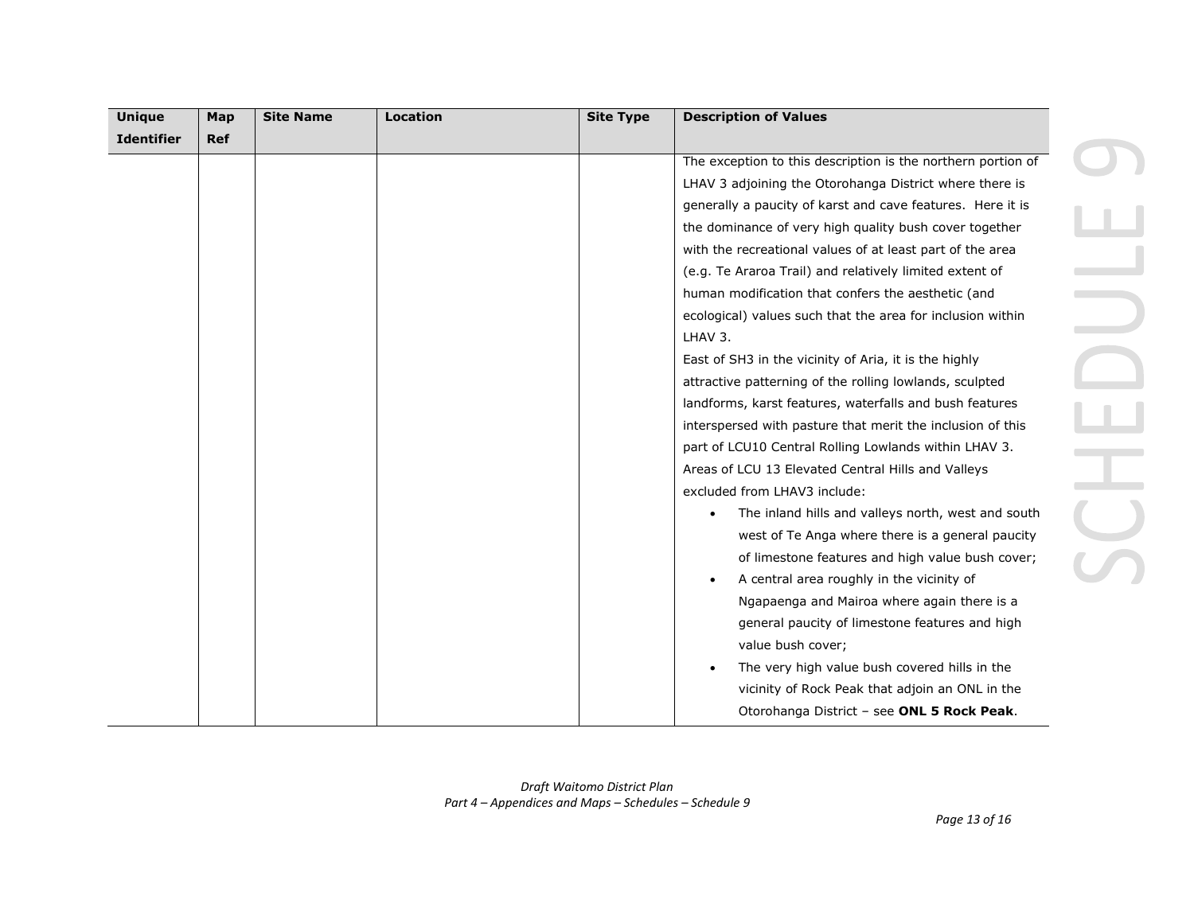| Unique Identifier | Map Ref | Site Name | Location | Site Type | Description of Values |
|---|---|---|---|---|---|
| | | | | | The exception to this description is the northern portion of LHAV 3 adjoining the Otorohanga District where there is generally a paucity of karst and cave features. Here it is the dominance of very high quality bush cover together with the recreational values of at least part of the area (e.g. Te Araroa Trail) and relatively limited extent of human modification that confers the aesthetic (and ecological) values such that the area for inclusion within LHAV 3.<br>East of SH3 in the vicinity of Aria, it is the highly attractive patterning of the rolling lowlands, sculpted landforms, karst features, waterfalls and bush features interspersed with pasture that merit the inclusion of this part of LCU10 Central Rolling Lowlands within LHAV 3.<br>Areas of LCU 13 Elevated Central Hills and Valleys excluded from LHAV3 include:<br>• The inland hills and valleys north, west and south west of Te Anga where there is a general paucity of limestone features and high value bush cover;<br>• A central area roughly in the vicinity of Ngapaenga and Mairoa where again there is a general paucity of limestone features and high value bush cover;<br>• The very high value bush covered hills in the vicinity of Rock Peak that adjoin an ONL in the Otorohanga District – see **ONL 5 Rock Peak**. |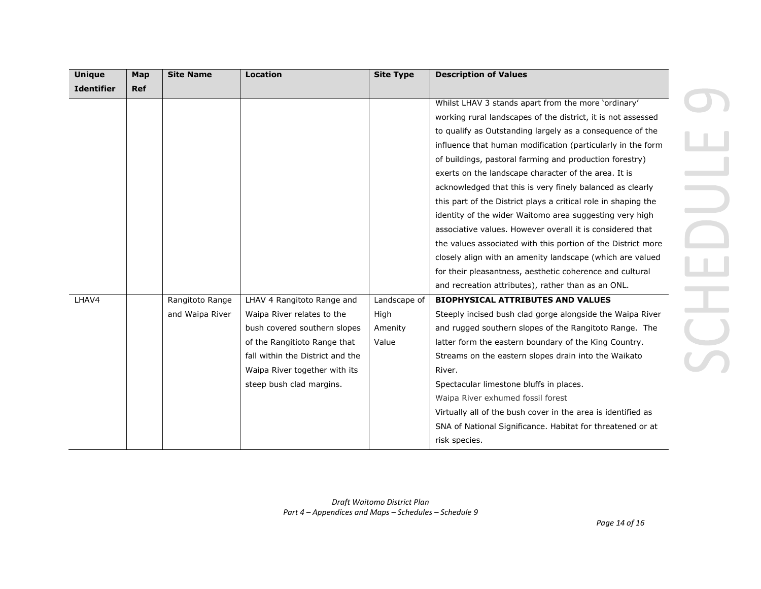| Unique Identifier | Map Ref | Site Name | Location | Site Type | Description of Values |
|---|---|---|---|---|---|
| | | | | | Whilst LHAV 3 stands apart from the more 'ordinary' working rural landscapes of the district, it is not assessed to qualify as Outstanding largely as a consequence of the influence that human modification (particularly in the form of buildings, pastoral farming and production forestry) exerts on the landscape character of the area. It is acknowledged that this is very finely balanced as clearly this part of the District plays a critical role in shaping the identity of the wider Waitomo area suggesting very high associative values. However overall it is considered that the values associated with this portion of the District more closely align with an amenity landscape (which are valued for their pleasantness, aesthetic coherence and cultural and recreation attributes), rather than as an ONL. |
| LHAV4 | | Rangitoto Range and Waipa River | LHAV 4 Rangitoto Range and Waipa River relates to the bush covered southern slopes of the Rangitioto Range that fall within the District and the Waipa River together with its steep bush clad margins. | Landscape of High Amenity Value | **BIOPHYSICAL ATTRIBUTES AND VALUES**<br>Steeply incised bush clad gorge alongside the Waipa River and rugged southern slopes of the Rangitoto Range. The latter form the eastern boundary of the King Country. Streams on the eastern slopes drain into the Waikato River.<br>Spectacular limestone bluffs in places.<br>Waipa River exhumed fossil forest<br>Virtually all of the bush cover in the area is identified as SNA of National Significance. Habitat for threatened or at risk species. |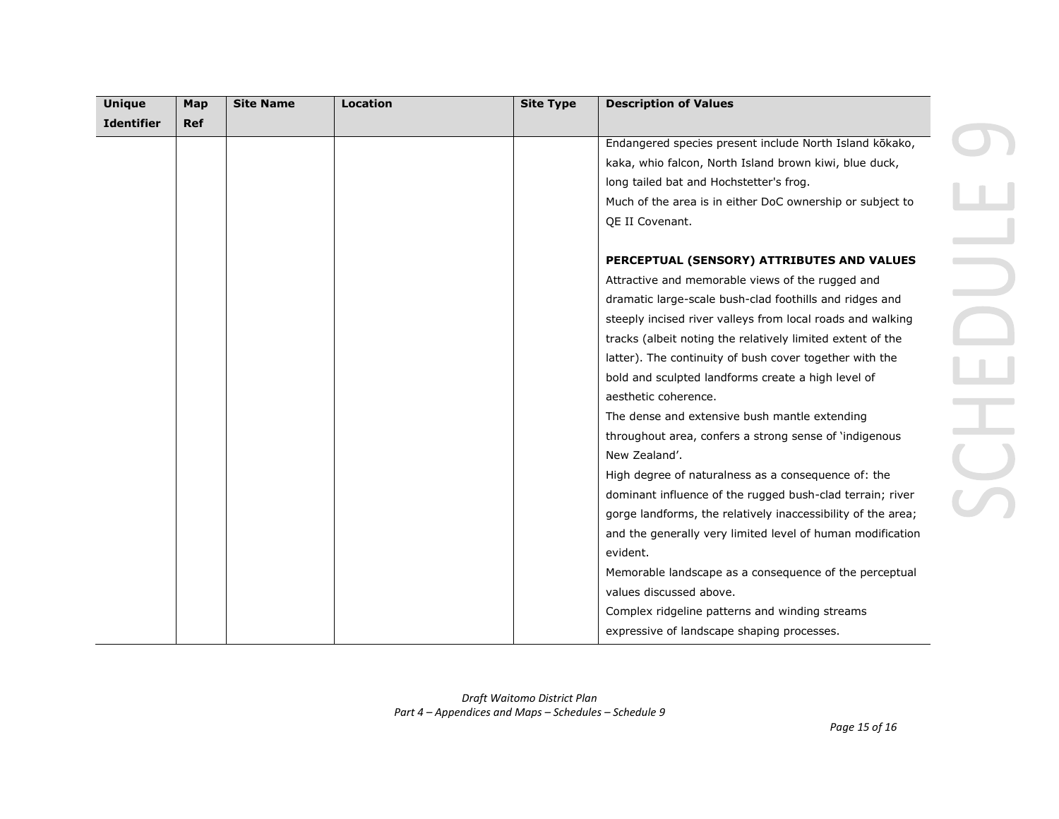| Unique Identifier | Map Ref | Site Name | Location | Site Type | Description of Values |
|---|---|---|---|---|---|
| | | | | | Endangered species present include North Island kōkako, kaka, whio falcon, North Island brown kiwi, blue duck, long tailed bat and Hochstetter's frog.<br>Much of the area is in either DoC ownership or subject to QE II Covenant.<br><br>**PERCEPTUAL (SENSORY) ATTRIBUTES AND VALUES**<br>Attractive and memorable views of the rugged and dramatic large-scale bush-clad foothills and ridges and steeply incised river valleys from local roads and walking tracks (albeit noting the relatively limited extent of the latter). The continuity of bush cover together with the bold and sculpted landforms create a high level of aesthetic coherence.<br>The dense and extensive bush mantle extending throughout area, confers a strong sense of 'indigenous New Zealand'.<br>High degree of naturalness as a consequence of: the dominant influence of the rugged bush-clad terrain; river gorge landforms, the relatively inaccessibility of the area; and the generally very limited level of human modification evident.<br>Memorable landscape as a consequence of the perceptual values discussed above.<br>Complex ridgeline patterns and winding streams expressive of landscape shaping processes. |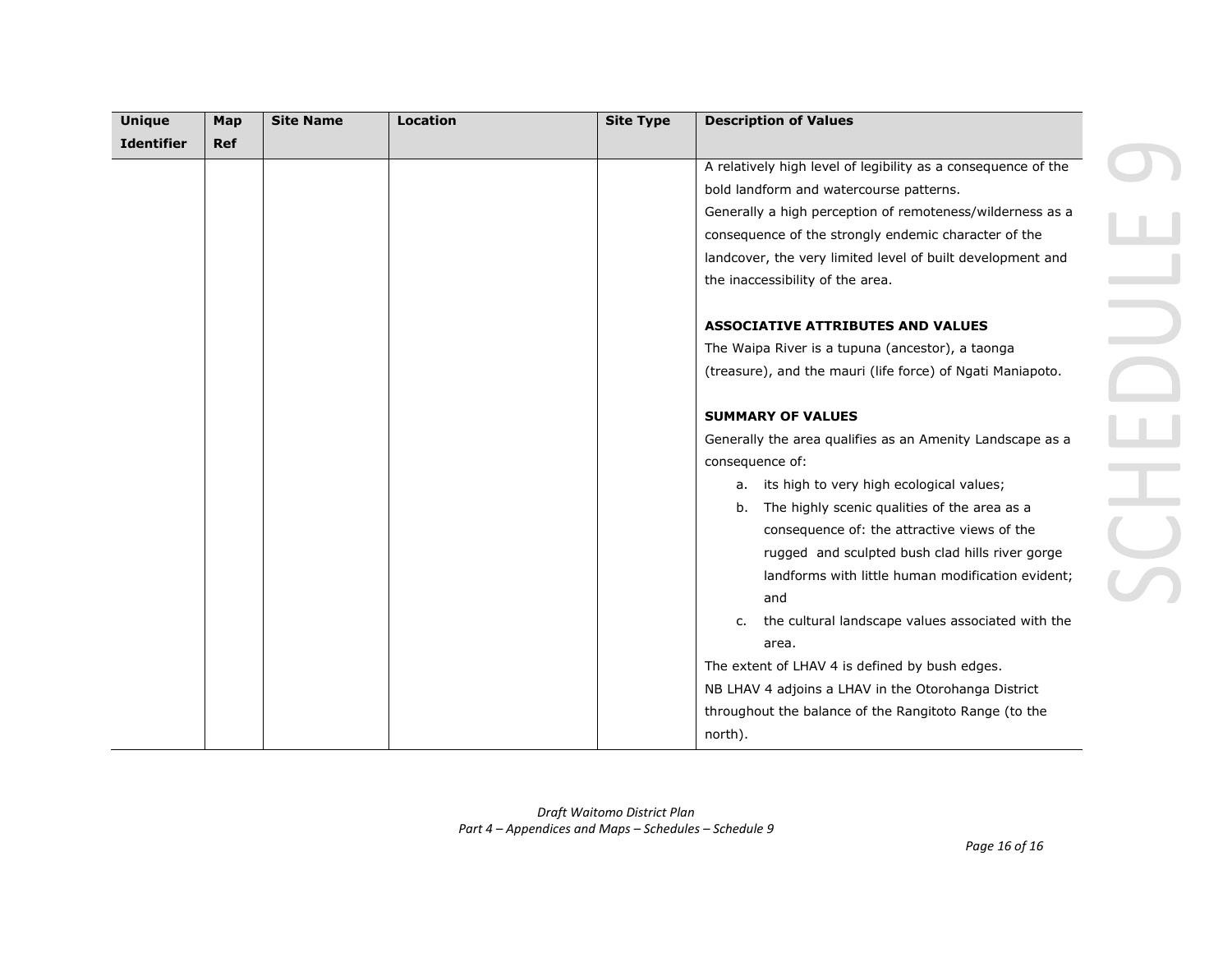| Unique Identifier | Map Ref | Site Name | Location | Site Type | Description of Values |
|---|---|---|---|---|---|
| | | | | | A relatively high level of legibility as a consequence of the bold landform and watercourse patterns.<br>Generally a high perception of remoteness/wilderness as a consequence of the strongly endemic character of the landcover, the very limited level of built development and the inaccessibility of the area.<br><br>**ASSOCIATIVE ATTRIBUTES AND VALUES**<br>The Waipa River is a tupuna (ancestor), a taonga (treasure), and the mauri (life force) of Ngati Maniapoto.<br><br>**SUMMARY OF VALUES**<br>Generally the area qualifies as an Amenity Landscape as a consequence of:<br>a. its high to very high ecological values;<br>b. The highly scenic qualities of the area as a consequence of: the attractive views of the rugged and sculpted bush clad hills river gorge landforms with little human modification evident; and<br>c. the cultural landscape values associated with the area.<br>The extent of LHAV 4 is defined by bush edges.<br>NB LHAV 4 adjoins a LHAV in the Otorohanga District throughout the balance of the Rangitoto Range (to the north). |